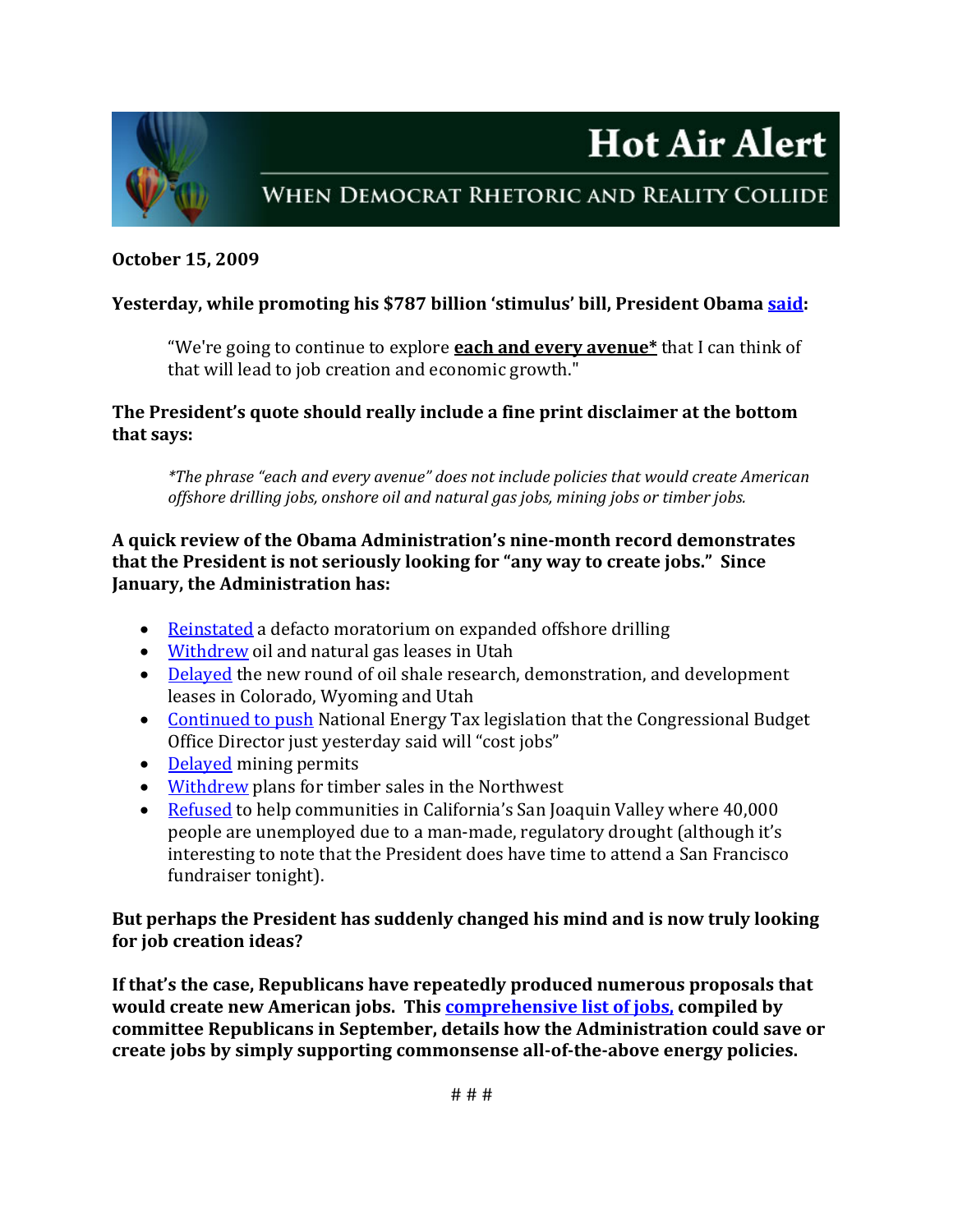# Hot Air Alert

## WHEN DEMOCRAT RHETORIC AND REALITY COLLIDE

**October 15, 2009**

**Yesterday, while promoting his $787 billion 'stimulus' bill, President Obama said:**

> "We're going to continue to explore **each and every avenue*** that I can think of that will lead to job creation and economic growth."

**The President's quote should really include a fine print disclaimer at the bottom that says:**

> *\*The phrase "each and every avenue" does not include policies that would create American offshore drilling jobs, onshore oil and natural gas jobs, mining jobs or timber jobs.*

**A quick review of the Obama Administration's nine-month record demonstrates that the President is not seriously looking for "any way to create jobs." Since January, the Administration has:**

- Reinstated a defacto moratorium on expanded offshore drilling
- Withdrew oil and natural gas leases in Utah
- Delayed the new round of oil shale research, demonstration, and development leases in Colorado, Wyoming and Utah
- Continued to push National Energy Tax legislation that the Congressional Budget Office Director just yesterday said will "cost jobs"
- Delayed mining permits
- Withdrew plans for timber sales in the Northwest
- Refused to help communities in California's San Joaquin Valley where 40,000 people are unemployed due to a man-made, regulatory drought (although it's interesting to note that the President does have time to attend a San Francisco fundraiser tonight).

**But perhaps the President has suddenly changed his mind and is now truly looking for job creation ideas?**

**If that's the case, Republicans have repeatedly produced numerous proposals that would create new American jobs. This comprehensive list of jobs, compiled by committee Republicans in September, details how the Administration could save or create jobs by simply supporting commonsense all-of-the-above energy policies.**

# # #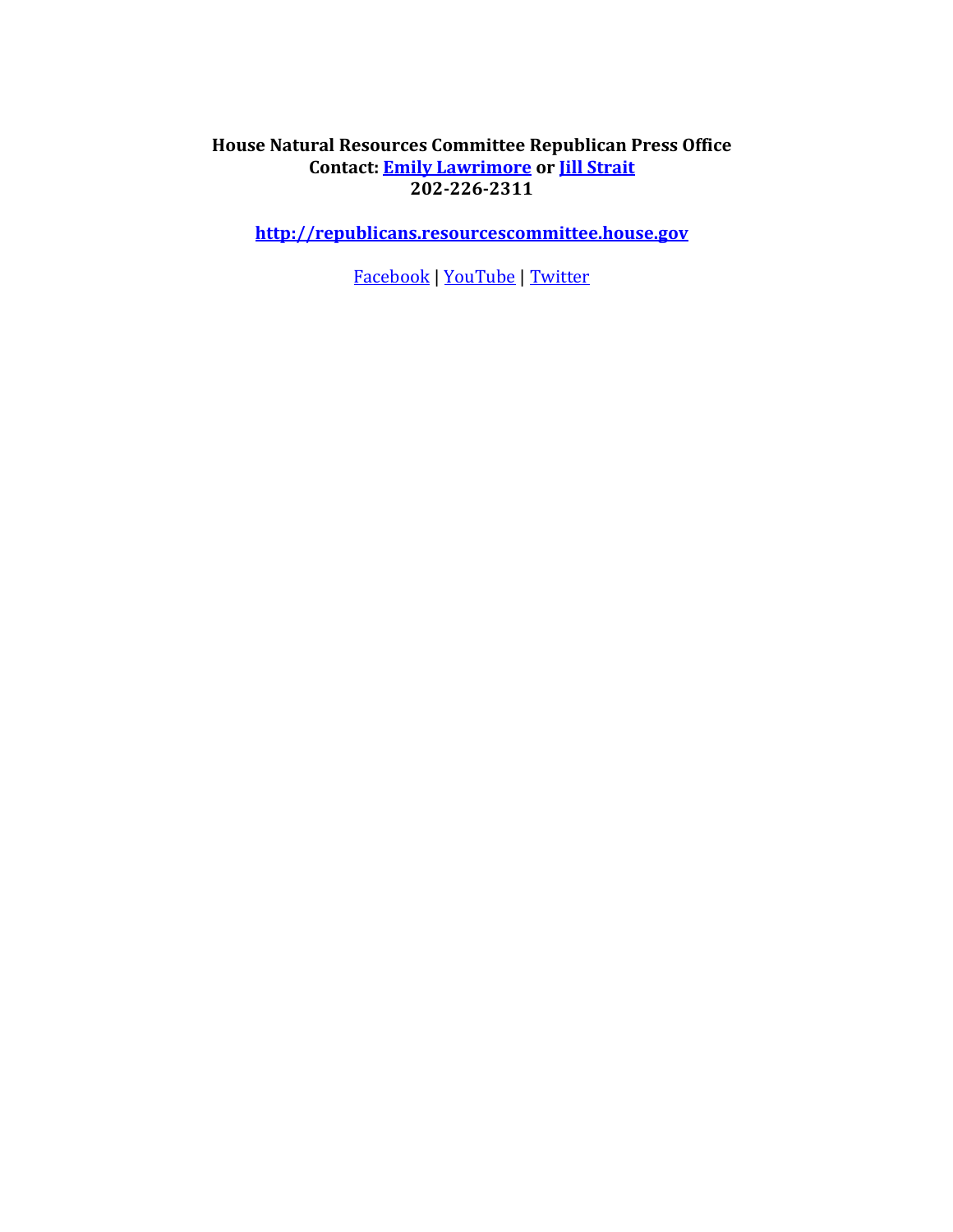**House Natural Resources Committee Republican Press Office**
**Contact: Emily Lawrimore or Jill Strait**
**202-226-2311**

**http://republicans.resourcescommittee.house.gov**

Facebook | YouTube | Twitter